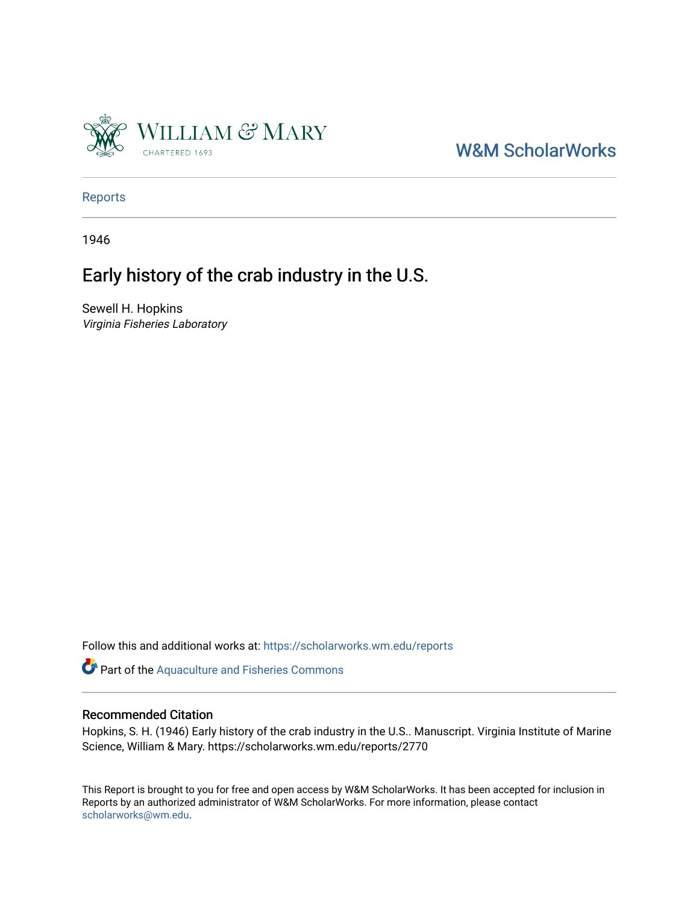W&M ScholarWorks

Reports

1946

# Early history of the crab industry in the U.S.

Sewell H. Hopkins
*Virginia Fisheries Laboratory*

Follow this and additional works at: https://scholarworks.wm.edu/reports

Part of the Aquaculture and Fisheries Commons

## Recommended Citation

Hopkins, S. H. (1946) Early history of the crab industry in the U.S.. Manuscript. Virginia Institute of Marine Science, William & Mary. https://scholarworks.wm.edu/reports/2770

This Report is brought to you for free and open access by W&M ScholarWorks. It has been accepted for inclusion in Reports by an authorized administrator of W&M ScholarWorks. For more information, please contact scholarworks@wm.edu.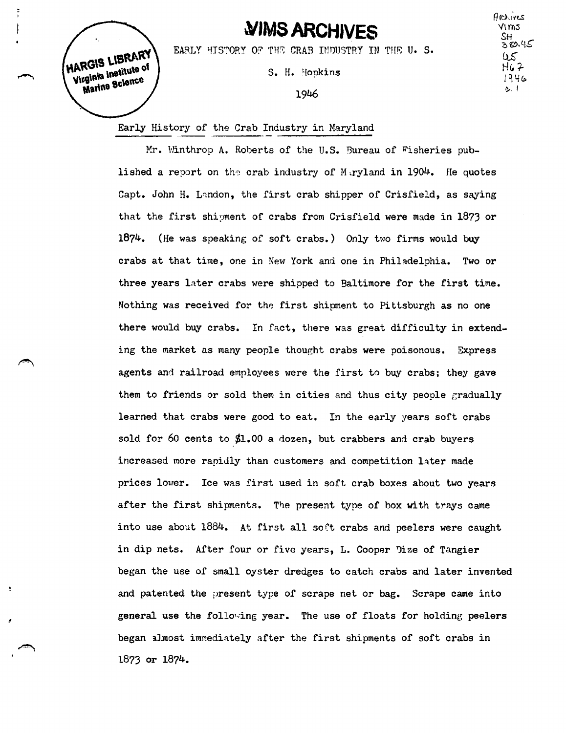**VIMS ARCHIVES**

HARGIS LIBRARY Virginia Institute of Marine Science

Archives VIMS SH 380.45 U5 H67 1946 c.1

EARLY HISTORY OF THE CRAB INDUSTRY IN THE U. S.

S. H. Hopkins

1946

## Early History of the Crab Industry in Maryland

Mr. Winthrop A. Roberts of the U.S. Bureau of Fisheries published a report on the crab industry of Maryland in 1904. He quotes Capt. John H. Landon, the first crab shipper of Crisfield, as saying that the first shipment of crabs from Crisfield were made in 1873 or 1874. (He was speaking of soft crabs.) Only two firms would buy crabs at that time, one in New York and one in Philadelphia. Two or three years later crabs were shipped to Baltimore for the first time. Nothing was received for the first shipment to Pittsburgh as no one there would buy crabs. In fact, there was great difficulty in extending the market as many people thought crabs were poisonous. Express agents and railroad employees were the first to buy crabs; they gave them to friends or sold them in cities and thus city people gradually learned that crabs were good to eat. In the early years soft crabs sold for 60 cents to $1.00 a dozen, but crabbers and crab buyers increased more rapidly than customers and competition later made prices lower. Ice was first used in soft crab boxes about two years after the first shipments. The present type of box with trays came into use about 1884. At first all soft crabs and peelers were caught in dip nets. After four or five years, L. Cooper Dize of Tangier began the use of small oyster dredges to catch crabs and later invented and patented the present type of scrape net or bag. Scrape came into general use the following year. The use of floats for holding peelers began almost immediately after the first shipments of soft crabs in 1873 or 1874.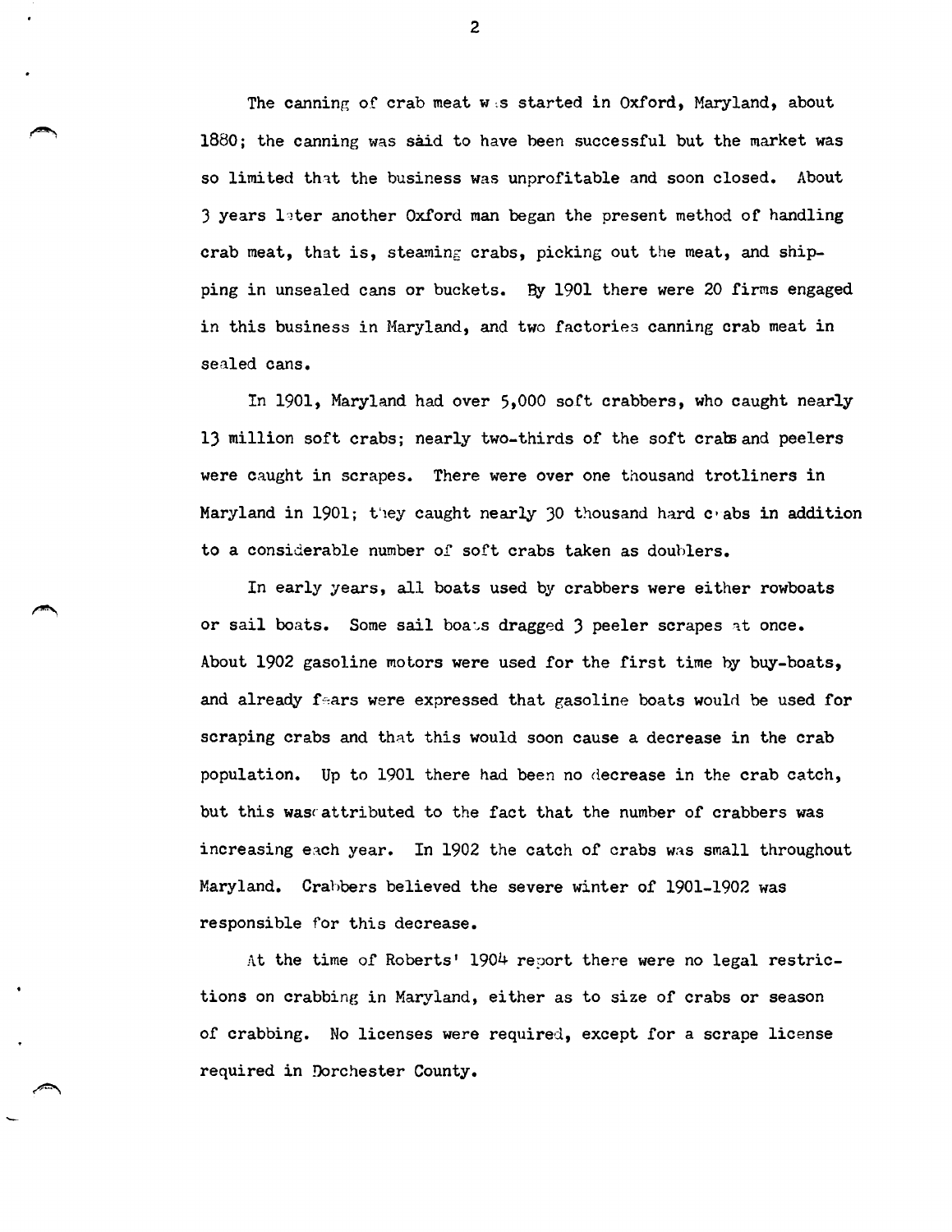The canning of crab meat was started in Oxford, Maryland, about 1880; the canning was said to have been successful but the market was so limited that the business was unprofitable and soon closed. About 3 years later another Oxford man began the present method of handling crab meat, that is, steaming crabs, picking out the meat, and shipping in unsealed cans or buckets. By 1901 there were 20 firms engaged in this business in Maryland, and two factories canning crab meat in sealed cans.

In 1901, Maryland had over 5,000 soft crabbers, who caught nearly 13 million soft crabs; nearly two-thirds of the soft crabs and peelers were caught in scrapes. There were over one thousand trotliners in Maryland in 1901; they caught nearly 30 thousand hard crabs in addition to a considerable number of soft crabs taken as doublers.

In early years, all boats used by crabbers were either rowboats or sail boats. Some sail boats dragged 3 peeler scrapes at once. About 1902 gasoline motors were used for the first time by buy-boats, and already fears were expressed that gasoline boats would be used for scraping crabs and that this would soon cause a decrease in the crab population. Up to 1901 there had been no decrease in the crab catch, but this was attributed to the fact that the number of crabbers was increasing each year. In 1902 the catch of crabs was small throughout Maryland. Crabbers believed the severe winter of 1901-1902 was responsible for this decrease.

At the time of Roberts' 1904 report there were no legal restrictions on crabbing in Maryland, either as to size of crabs or season of crabbing. No licenses were required, except for a scrape license required in Dorchester County.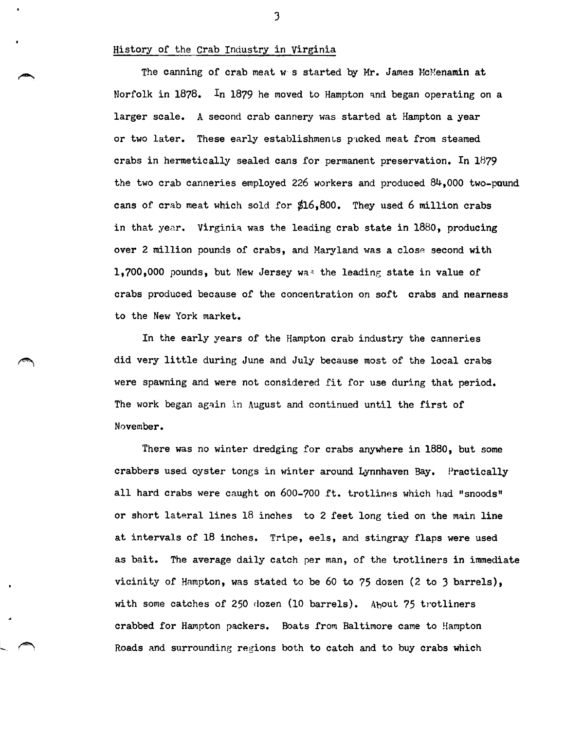## History of the Crab Industry in Virginia

The canning of crab meat was started by Mr. James McMenamin at Norfolk in 1878. In 1879 he moved to Hampton and began operating on a larger scale. A second crab cannery was started at Hampton a year or two later. These early establishments packed meat from steamed crabs in hermetically sealed cans for permanent preservation. In 1879 the two crab canneries employed 226 workers and produced 84,000 two-pound cans of crab meat which sold for $16,800. They used 6 million crabs in that year. Virginia was the leading crab state in 1880, producing over 2 million pounds of crabs, and Maryland was a close second with 1,700,000 pounds, but New Jersey was the leading state in value of crabs produced because of the concentration on soft crabs and nearness to the New York market.

In the early years of the Hampton crab industry the canneries did very little during June and July because most of the local crabs were spawning and were not considered fit for use during that period. The work began again in August and continued until the first of November.

There was no winter dredging for crabs anywhere in 1880, but some crabbers used oyster tongs in winter around Lynnhaven Bay. Practically all hard crabs were caught on 600-700 ft. trotlines which had "snoods" or short lateral lines 18 inches to 2 feet long tied on the main line at intervals of 18 inches. Tripe, eels, and stingray flaps were used as bait. The average daily catch per man, of the trotliners in immediate vicinity of Hampton, was stated to be 60 to 75 dozen (2 to 3 barrels), with some catches of 250 dozen (10 barrels). About 75 trotliners crabbed for Hampton packers. Boats from Baltimore came to Hampton Roads and surrounding regions both to catch and to buy crabs which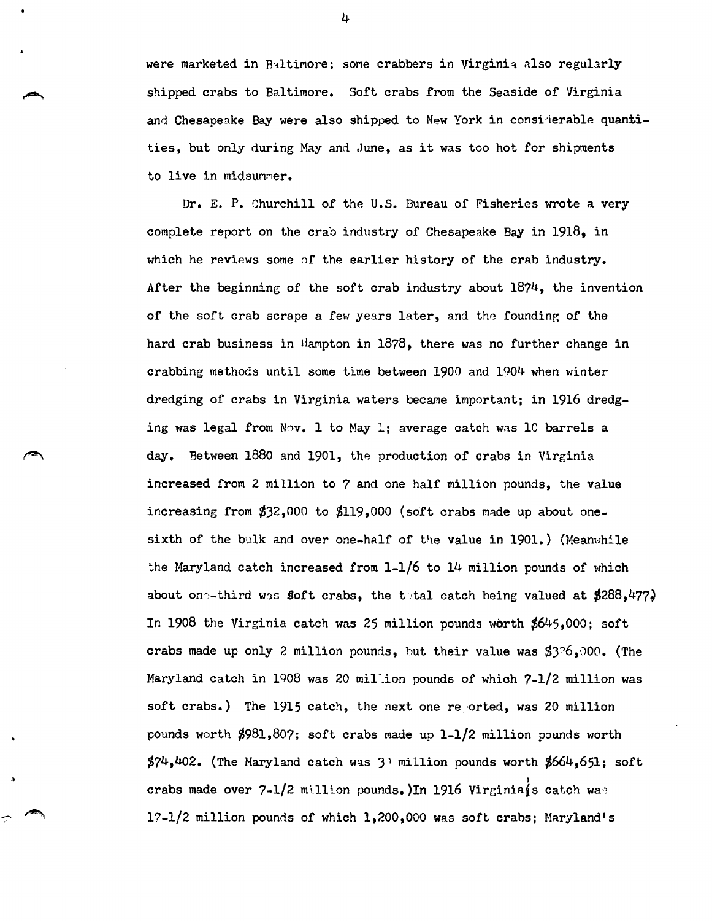were marketed in Baltimore; some crabbers in Virginia also regularly shipped crabs to Baltimore. Soft crabs from the Seaside of Virginia and Chesapeake Bay were also shipped to New York in considerable quantities, but only during May and June, as it was too hot for shipments to live in midsummer.

Dr. E. P. Churchill of the U.S. Bureau of Fisheries wrote a very complete report on the crab industry of Chesapeake Bay in 1918, in which he reviews some of the earlier history of the crab industry. After the beginning of the soft crab industry about 1874, the invention of the soft crab scrape a few years later, and the founding of the hard crab business in Hampton in 1878, there was no further change in crabbing methods until some time between 1900 and 1904 when winter dredging of crabs in Virginia waters became important; in 1916 dredging was legal from Nov. 1 to May 1; average catch was 10 barrels a day. Between 1880 and 1901, the production of crabs in Virginia increased from 2 million to 7 and one half million pounds, the value increasing from $32,000 to $119,000 (soft crabs made up about one-sixth of the bulk and over one-half of the value in 1901.) (Meanwhile the Maryland catch increased from 1-1/6 to 14 million pounds of which about one-third was soft crabs, the total catch being valued at $288,477) In 1908 the Virginia catch was 25 million pounds worth $645,000; soft crabs made up only 2 million pounds, but their value was $376,000. (The Maryland catch in 1908 was 20 million pounds of which 7-1/2 million was soft crabs.) The 1915 catch, the next one reported, was 20 million pounds worth $981,807; soft crabs made up 1-1/2 million pounds worth $74,402. (The Maryland catch was 31 million pounds worth $664,651; soft crabs made over 7-1/2 million pounds.) In 1916 Virginia's catch was 17-1/2 million pounds of which 1,200,000 was soft crabs; Maryland's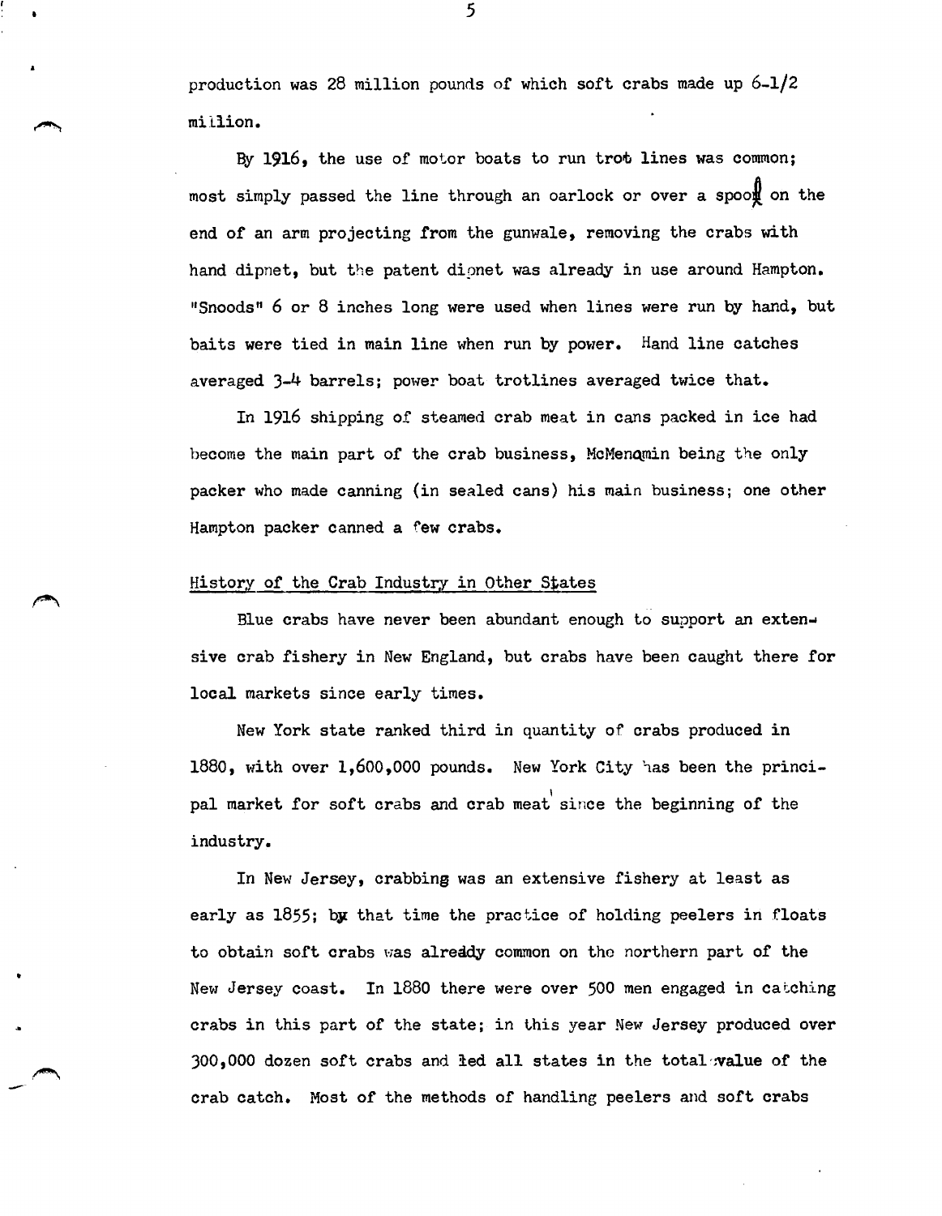production was 28 million pounds of which soft crabs made up 6-1/2 million.

By 1916, the use of motor boats to run trot lines was common; most simply passed the line through an oarlock or over a spool on the end of an arm projecting from the gunwale, removing the crabs with hand dipnet, but the patent dipnet was already in use around Hampton. "Snoods" 6 or 8 inches long were used when lines were run by hand, but baits were tied in main line when run by power. Hand line catches averaged 3-4 barrels; power boat trotlines averaged twice that.

In 1916 shipping of steamed crab meat in cans packed in ice had become the main part of the crab business, McMenamin being the only packer who made canning (in sealed cans) his main business; one other Hampton packer canned a few crabs.

## History of the Crab Industry in Other States

Blue crabs have never been abundant enough to support an extensive crab fishery in New England, but crabs have been caught there for local markets since early times.

New York state ranked third in quantity of crabs produced in 1880, with over 1,600,000 pounds. New York City has been the principal market for soft crabs and crab meat since the beginning of the industry.

In New Jersey, crabbing was an extensive fishery at least as early as 1855; by that time the practice of holding peelers in floats to obtain soft crabs was already common on the northern part of the New Jersey coast. In 1880 there were over 500 men engaged in catching crabs in this part of the state; in this year New Jersey produced over 300,000 dozen soft crabs and led all states in the total value of the crab catch. Most of the methods of handling peelers and soft crabs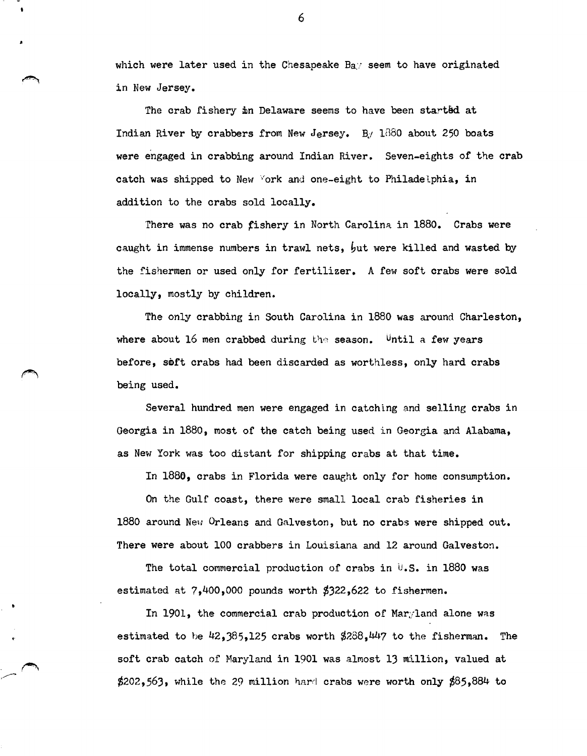which were later used in the Chesapeake Bay seem to have originated in New Jersey.

The crab fishery in Delaware seems to have been started at Indian River by crabbers from New Jersey. By 1880 about 250 boats were engaged in crabbing around Indian River. Seven-eights of the crab catch was shipped to New York and one-eight to Philadelphia, in addition to the crabs sold locally.

There was no crab fishery in North Carolina in 1880. Crabs were caught in immense numbers in trawl nets, but were killed and wasted by the fishermen or used only for fertilizer. A few soft crabs were sold locally, mostly by children.

The only crabbing in South Carolina in 1880 was around Charleston, where about 16 men crabbed during the season. Until a few years before, soft crabs had been discarded as worthless, only hard crabs being used.

Several hundred men were engaged in catching and selling crabs in Georgia in 1880, most of the catch being used in Georgia and Alabama, as New York was too distant for shipping crabs at that time.

In 1880, crabs in Florida were caught only for home consumption.

On the Gulf coast, there were small local crab fisheries in 1880 around New Orleans and Galveston, but no crabs were shipped out. There were about 100 crabbers in Louisiana and 12 around Galveston.

The total commercial production of crabs in U.S. in 1880 was estimated at 7,400,000 pounds worth $322,622 to fishermen.

In 1901, the commercial crab production of Maryland alone was estimated to be 42,385,125 crabs worth $288,447 to the fisherman. The soft crab catch of Maryland in 1901 was almost 13 million, valued at $202,563, while the 29 million hard crabs were worth only $85,884 to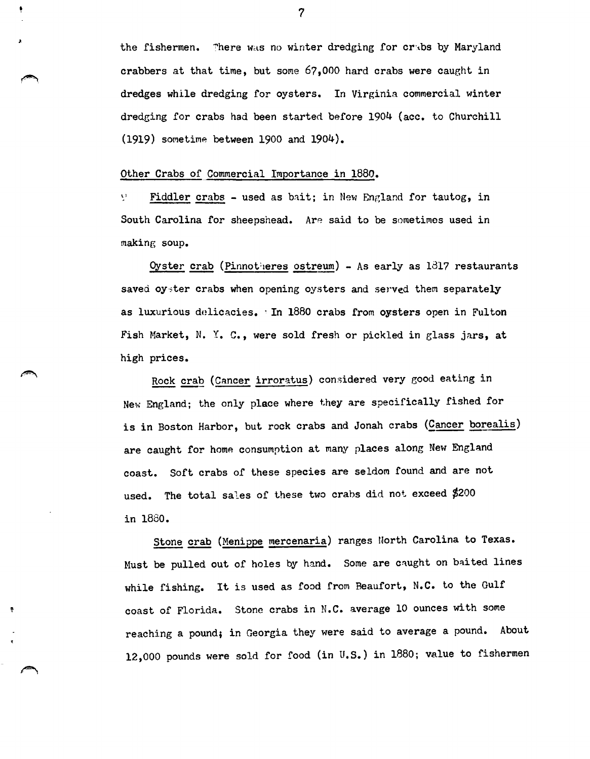the fishermen. There was no winter dredging for crabs by Maryland crabbers at that time, but some 67,000 hard crabs were caught in dredges while dredging for oysters. In Virginia commercial winter dredging for crabs had been started before 1904 (acc. to Churchill (1919) sometime between 1900 and 1904).

Other Crabs of Commercial Importance in 1880.

Fiddler crabs - used as bait; in New England for tautog, in South Carolina for sheepshead. Are said to be sometimes used in making soup.

Oyster crab (Pinnotheres ostreum) - As early as 1817 restaurants saved oyster crabs when opening oysters and served them separately as luxurious delicacies. In 1880 crabs from oysters open in Fulton Fish Market, N. Y. C., were sold fresh or pickled in glass jars, at high prices.

Rock crab (Cancer irroratus) considered very good eating in New England; the only place where they are specifically fished for is in Boston Harbor, but rock crabs and Jonah crabs (Cancer borealis) are caught for home consumption at many places along New England coast. Soft crabs of these species are seldom found and are not used. The total sales of these two crabs did not exceed $200 in 1880.

Stone crab (Menippe mercenaria) ranges North Carolina to Texas. Must be pulled out of holes by hand. Some are caught on baited lines while fishing. It is used as food from Beaufort, N.C. to the Gulf coast of Florida. Stone crabs in N.C. average 10 ounces with some reaching a pound; in Georgia they were said to average a pound. About 12,000 pounds were sold for food (in U.S.) in 1880; value to fishermen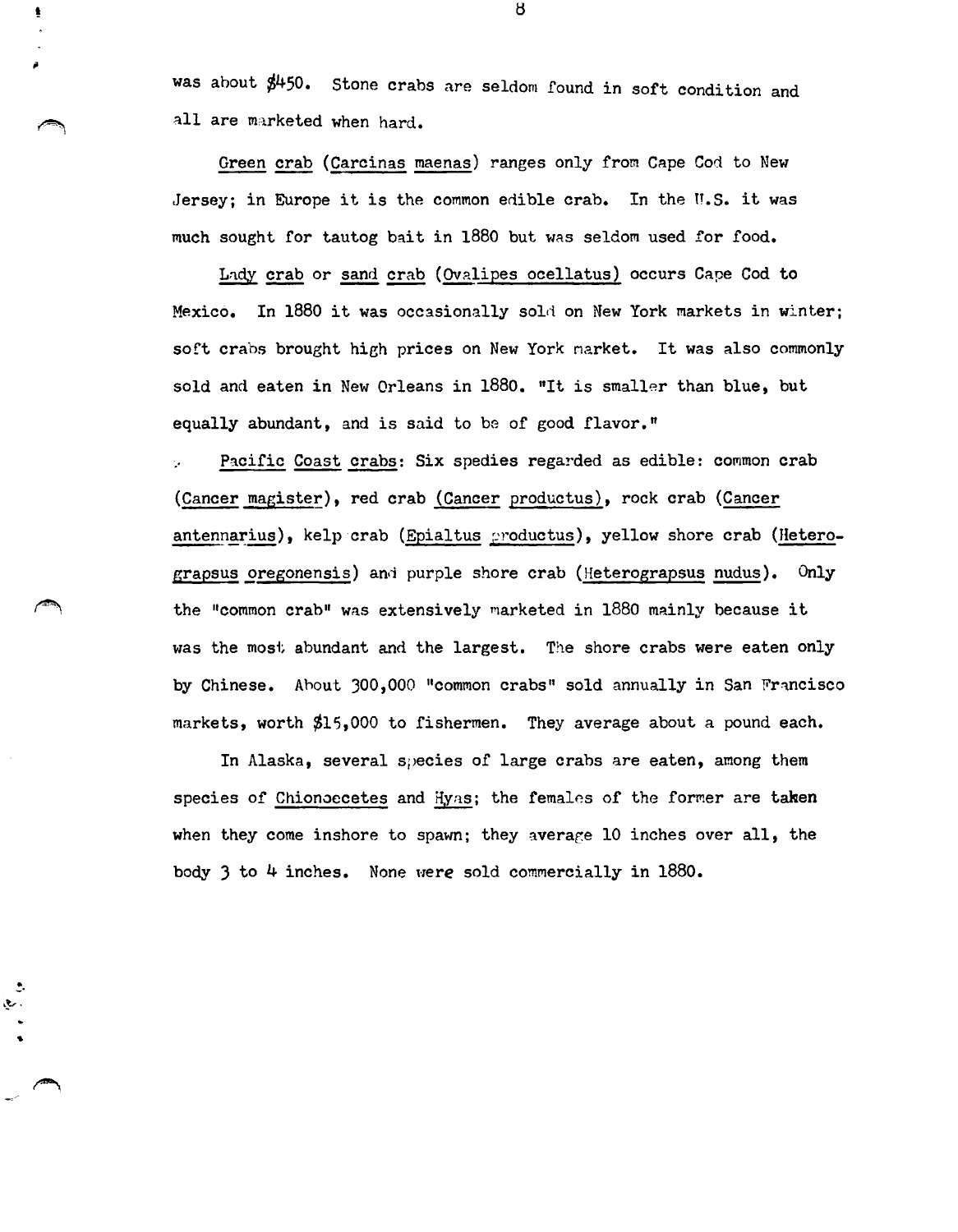was about $450. Stone crabs are seldom found in soft condition and all are marketed when hard.

Green crab (Carcinas maenas) ranges only from Cape Cod to New Jersey; in Europe it is the common edible crab. In the U.S. it was much sought for tautog bait in 1880 but was seldom used for food.

Lady crab or sand crab (Ovalipes ocellatus) occurs Cape Cod to Mexico. In 1880 it was occasionally sold on New York markets in winter; soft crabs brought high prices on New York market. It was also commonly sold and eaten in New Orleans in 1880. "It is smaller than blue, but equally abundant, and is said to be of good flavor."

Pacific Coast crabs: Six spedies regarded as edible: common crab (Cancer magister), red crab (Cancer productus), rock crab (Cancer antennarius), kelp crab (Epialtus productus), yellow shore crab (Heterograpsus oregonensis) and purple shore crab (Heterograpsus nudus). Only the "common crab" was extensively marketed in 1880 mainly because it was the most abundant and the largest. The shore crabs were eaten only by Chinese. About 300,000 "common crabs" sold annually in San Francisco markets, worth $15,000 to fishermen. They average about a pound each.

In Alaska, several species of large crabs are eaten, among them species of Chionoecetes and Hyas; the females of the former are taken when they come inshore to spawn; they average 10 inches over all, the body 3 to 4 inches. None were sold commercially in 1880.